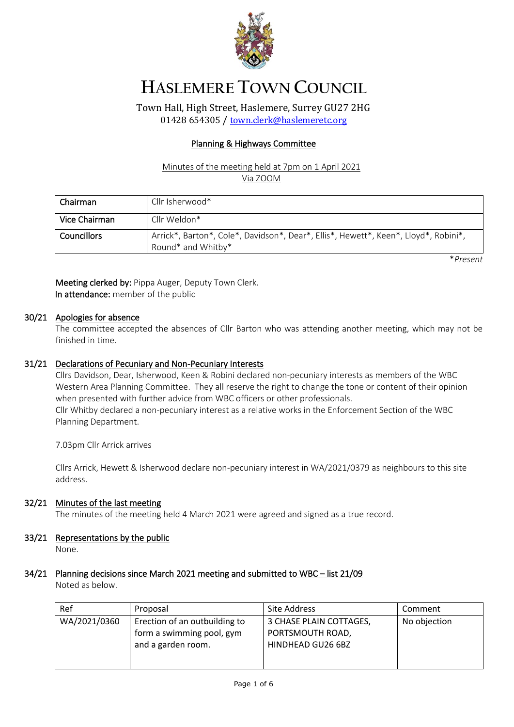# HASLEMERE TOWN COUNCIL

Town Hall, High Street, Haslemere, Surrey GU27 2HG
01428 654305 / town.clerk@haslemeretc.org

## Planning & Highways Committee

Minutes of the meeting held at 7pm on 1 April 2021
Via ZOOM

| | |
|---|---|
| **Chairman** | Cllr Isherwood* |
| **Vice Chairman** | Cllr Weldon* |
| **Councillors** | Arrick*, Barton*, Cole*, Davidson*, Dear*, Ellis*, Hewett*, Keen*, Lloyd*, Robini*, Round* and Whitby* |

**Present*

**Meeting clerked by:** Pippa Auger, Deputy Town Clerk.
**In attendance:** member of the public

### 30/21 Apologies for absence

The committee accepted the absences of Cllr Barton who was attending another meeting, which may not be finished in time.

### 31/21 Declarations of Pecuniary and Non-Pecuniary Interests

Cllrs Davidson, Dear, Isherwood, Keen & Robini declared non-pecuniary interests as members of the WBC Western Area Planning Committee. They all reserve the right to change the tone or content of their opinion when presented with further advice from WBC officers or other professionals.
Cllr Whitby declared a non-pecuniary interest as a relative works in the Enforcement Section of the WBC Planning Department.

7.03pm Cllr Arrick arrives

Cllrs Arrick, Hewett & Isherwood declare non-pecuniary interest in WA/2021/0379 as neighbours to this site address.

### 32/21 Minutes of the last meeting

The minutes of the meeting held 4 March 2021 were agreed and signed as a true record.

### 33/21 Representations by the public

None.

### 34/21 Planning decisions since March 2021 meeting and submitted to WBC – list 21/09

Noted as below.

| Ref | Proposal | Site Address | Comment |
|---|---|---|---|
| WA/2021/0360 | Erection of an outbuilding to form a swimming pool, gym and a garden room. | 3 CHASE PLAIN COTTAGES, PORTSMOUTH ROAD, HINDHEAD GU26 6BZ | No objection |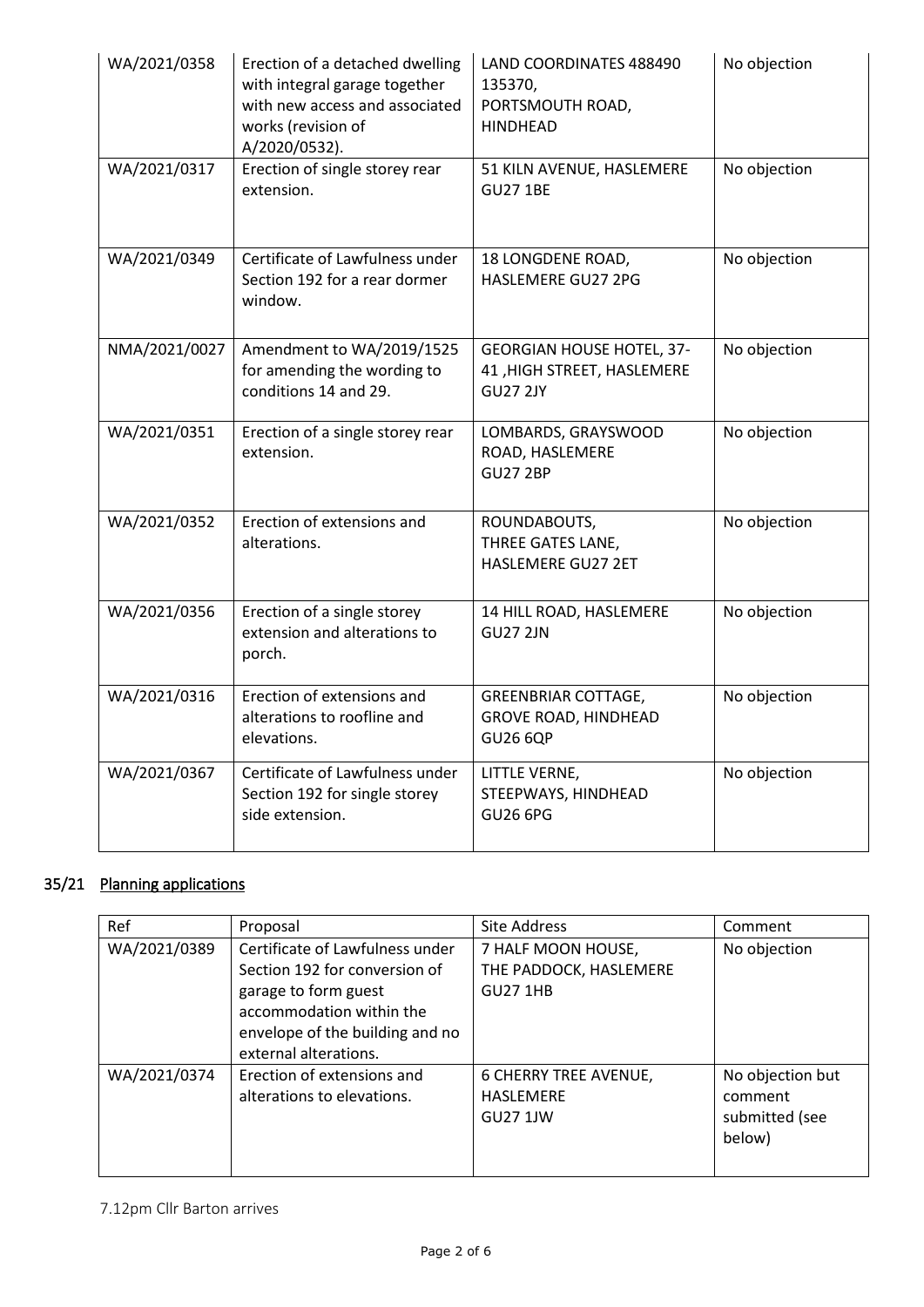| | | | |
|---|---|---|---|
| WA/2021/0358 | Erection of a detached dwelling with integral garage together with new access and associated works (revision of A/2020/0532). | LAND COORDINATES 488490 135370, PORTSMOUTH ROAD, HINDHEAD | No objection |
| WA/2021/0317 | Erection of single storey rear extension. | 51 KILN AVENUE, HASLEMERE GU27 1BE | No objection |
| WA/2021/0349 | Certificate of Lawfulness under Section 192 for a rear dormer window. | 18 LONGDENE ROAD, HASLEMERE GU27 2PG | No objection |
| NMA/2021/0027 | Amendment to WA/2019/1525 for amending the wording to conditions 14 and 29. | GEORGIAN HOUSE HOTEL, 37-41 ,HIGH STREET, HASLEMERE GU27 2JY | No objection |
| WA/2021/0351 | Erection of a single storey rear extension. | LOMBARDS, GRAYSWOOD ROAD, HASLEMERE GU27 2BP | No objection |
| WA/2021/0352 | Erection of extensions and alterations. | ROUNDABOUTS, THREE GATES LANE, HASLEMERE GU27 2ET | No objection |
| WA/2021/0356 | Erection of a single storey extension and alterations to porch. | 14 HILL ROAD, HASLEMERE GU27 2JN | No objection |
| WA/2021/0316 | Erection of extensions and alterations to roofline and elevations. | GREENBRIAR COTTAGE, GROVE ROAD, HINDHEAD GU26 6QP | No objection |
| WA/2021/0367 | Certificate of Lawfulness under Section 192 for single storey side extension. | LITTLE VERNE, STEEPWAYS, HINDHEAD GU26 6PG | No objection |

## 35/21 Planning applications

| Ref | Proposal | Site Address | Comment |
|---|---|---|---|
| WA/2021/0389 | Certificate of Lawfulness under Section 192 for conversion of garage to form guest accommodation within the envelope of the building and no external alterations. | 7 HALF MOON HOUSE, THE PADDOCK, HASLEMERE GU27 1HB | No objection |
| WA/2021/0374 | Erection of extensions and alterations to elevations. | 6 CHERRY TREE AVENUE, HASLEMERE GU27 1JW | No objection but comment submitted (see below) |

7.12pm Cllr Barton arrives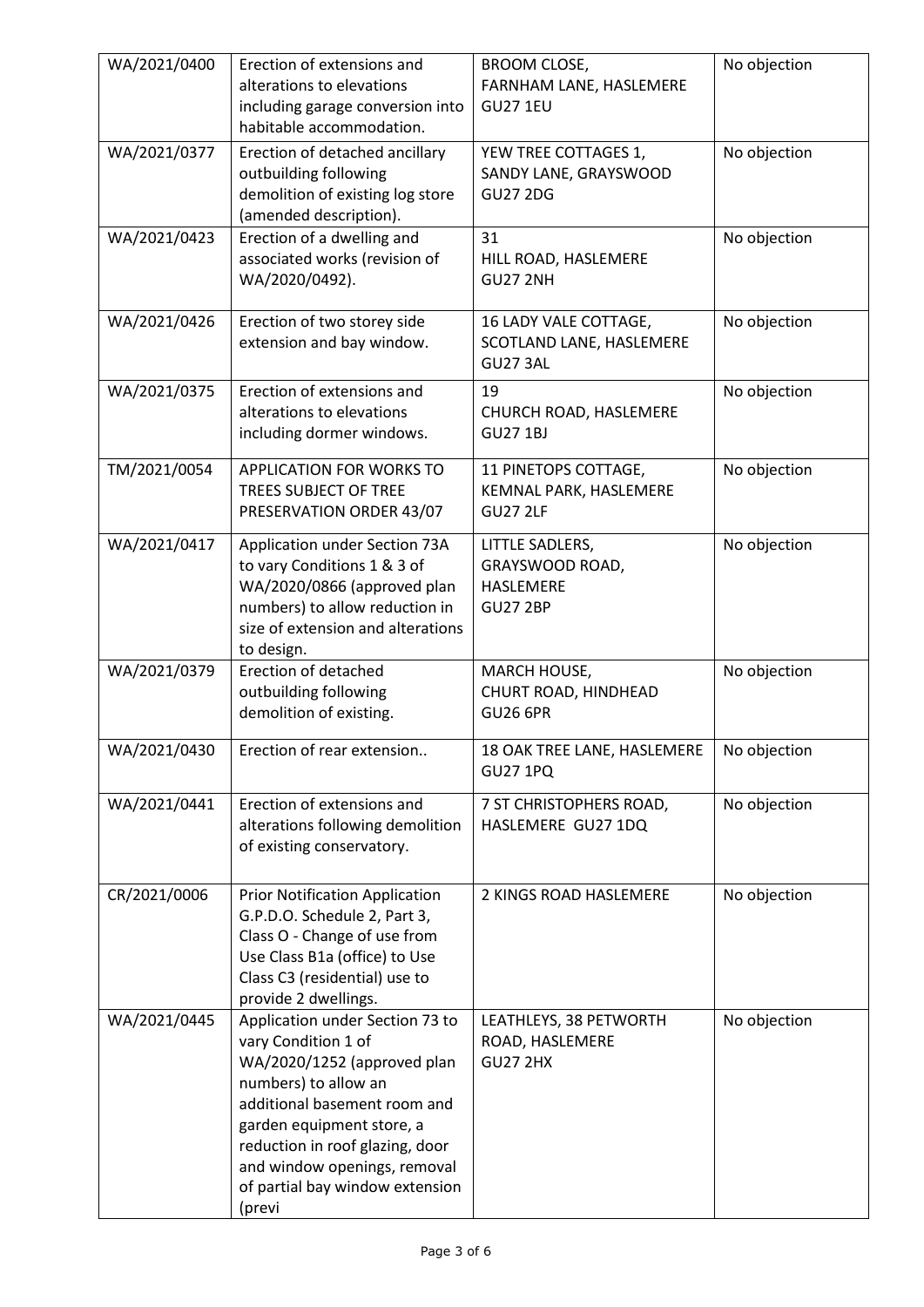| | | | |
|---|---|---|---|
| WA/2021/0400 | Erection of extensions and alterations to elevations including garage conversion into habitable accommodation. | BROOM CLOSE, FARNHAM LANE, HASLEMERE GU27 1EU | No objection |
| WA/2021/0377 | Erection of detached ancillary outbuilding following demolition of existing log store (amended description). | YEW TREE COTTAGES 1, SANDY LANE, GRAYSWOOD GU27 2DG | No objection |
| WA/2021/0423 | Erection of a dwelling and associated works (revision of WA/2020/0492). | 31 HILL ROAD, HASLEMERE GU27 2NH | No objection |
| WA/2021/0426 | Erection of two storey side extension and bay window. | 16 LADY VALE COTTAGE, SCOTLAND LANE, HASLEMERE GU27 3AL | No objection |
| WA/2021/0375 | Erection of extensions and alterations to elevations including dormer windows. | 19 CHURCH ROAD, HASLEMERE GU27 1BJ | No objection |
| TM/2021/0054 | APPLICATION FOR WORKS TO TREES SUBJECT OF TREE PRESERVATION ORDER 43/07 | 11 PINETOPS COTTAGE, KEMNAL PARK, HASLEMERE GU27 2LF | No objection |
| WA/2021/0417 | Application under Section 73A to vary Conditions 1 & 3 of WA/2020/0866 (approved plan numbers) to allow reduction in size of extension and alterations to design. | LITTLE SADLERS, GRAYSWOOD ROAD, HASLEMERE GU27 2BP | No objection |
| WA/2021/0379 | Erection of detached outbuilding following demolition of existing. | MARCH HOUSE, CHURT ROAD, HINDHEAD GU26 6PR | No objection |
| WA/2021/0430 | Erection of rear extension.. | 18 OAK TREE LANE, HASLEMERE GU27 1PQ | No objection |
| WA/2021/0441 | Erection of extensions and alterations following demolition of existing conservatory. | 7 ST CHRISTOPHERS ROAD, HASLEMERE GU27 1DQ | No objection |
| CR/2021/0006 | Prior Notification Application G.P.D.O. Schedule 2, Part 3, Class O - Change of use from Use Class B1a (office) to Use Class C3 (residential) use to provide 2 dwellings. | 2 KINGS ROAD HASLEMERE | No objection |
| WA/2021/0445 | Application under Section 73 to vary Condition 1 of WA/2020/1252 (approved plan numbers) to allow an additional basement room and garden equipment store, a reduction in roof glazing, door and window openings, removal of partial bay window extension (previ | LEATHLEYS, 38 PETWORTH ROAD, HASLEMERE GU27 2HX | No objection |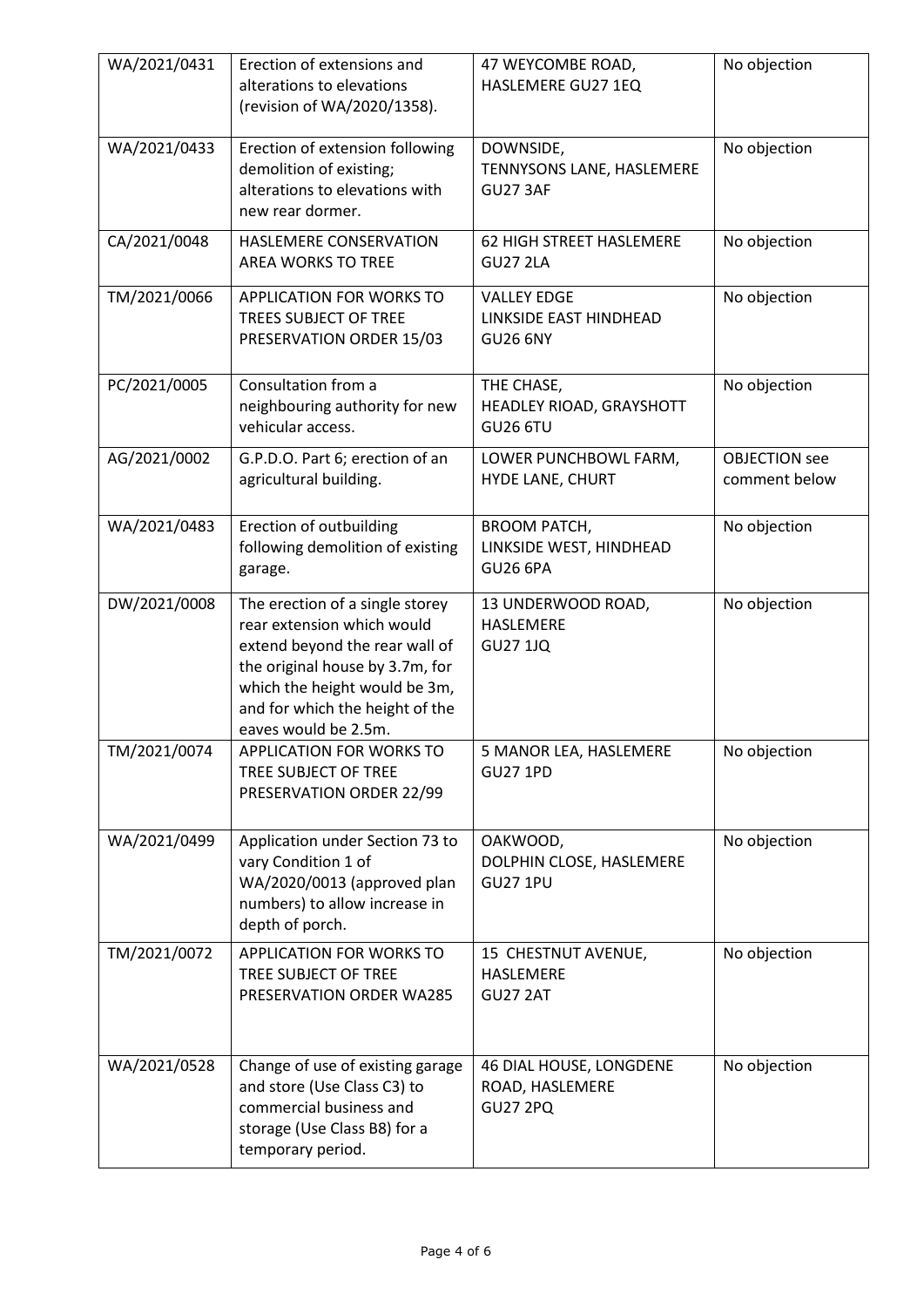| WA/2021/0431 | Erection of extensions and alterations to elevations (revision of WA/2020/1358). | 47 WEYCOMBE ROAD, HASLEMERE GU27 1EQ | No objection |
|---|---|---|---|
| WA/2021/0433 | Erection of extension following demolition of existing; alterations to elevations with new rear dormer. | DOWNSIDE, TENNYSONS LANE, HASLEMERE GU27 3AF | No objection |
| CA/2021/0048 | HASLEMERE CONSERVATION AREA WORKS TO TREE | 62 HIGH STREET HASLEMERE GU27 2LA | No objection |
| TM/2021/0066 | APPLICATION FOR WORKS TO TREES SUBJECT OF TREE PRESERVATION ORDER 15/03 | VALLEY EDGE LINKSIDE EAST HINDHEAD GU26 6NY | No objection |
| PC/2021/0005 | Consultation from a neighbouring authority for new vehicular access. | THE CHASE, HEADLEY RIOAD, GRAYSHOTT GU26 6TU | No objection |
| AG/2021/0002 | G.P.D.O. Part 6; erection of an agricultural building. | LOWER PUNCHBOWL FARM, HYDE LANE, CHURT | OBJECTION see comment below |
| WA/2021/0483 | Erection of outbuilding following demolition of existing garage. | BROOM PATCH, LINKSIDE WEST, HINDHEAD GU26 6PA | No objection |
| DW/2021/0008 | The erection of a single storey rear extension which would extend beyond the rear wall of the original house by 3.7m, for which the height would be 3m, and for which the height of the eaves would be 2.5m. | 13 UNDERWOOD ROAD, HASLEMERE GU27 1JQ | No objection |
| TM/2021/0074 | APPLICATION FOR WORKS TO TREE SUBJECT OF TREE PRESERVATION ORDER 22/99 | 5 MANOR LEA, HASLEMERE GU27 1PD | No objection |
| WA/2021/0499 | Application under Section 73 to vary Condition 1 of WA/2020/0013 (approved plan numbers) to allow increase in depth of porch. | OAKWOOD, DOLPHIN CLOSE, HASLEMERE GU27 1PU | No objection |
| TM/2021/0072 | APPLICATION FOR WORKS TO TREE SUBJECT OF TREE PRESERVATION ORDER WA285 | 15 CHESTNUT AVENUE, HASLEMERE GU27 2AT | No objection |
| WA/2021/0528 | Change of use of existing garage and store (Use Class C3) to commercial business and storage (Use Class B8) for a temporary period. | 46 DIAL HOUSE, LONGDENE ROAD, HASLEMERE GU27 2PQ | No objection |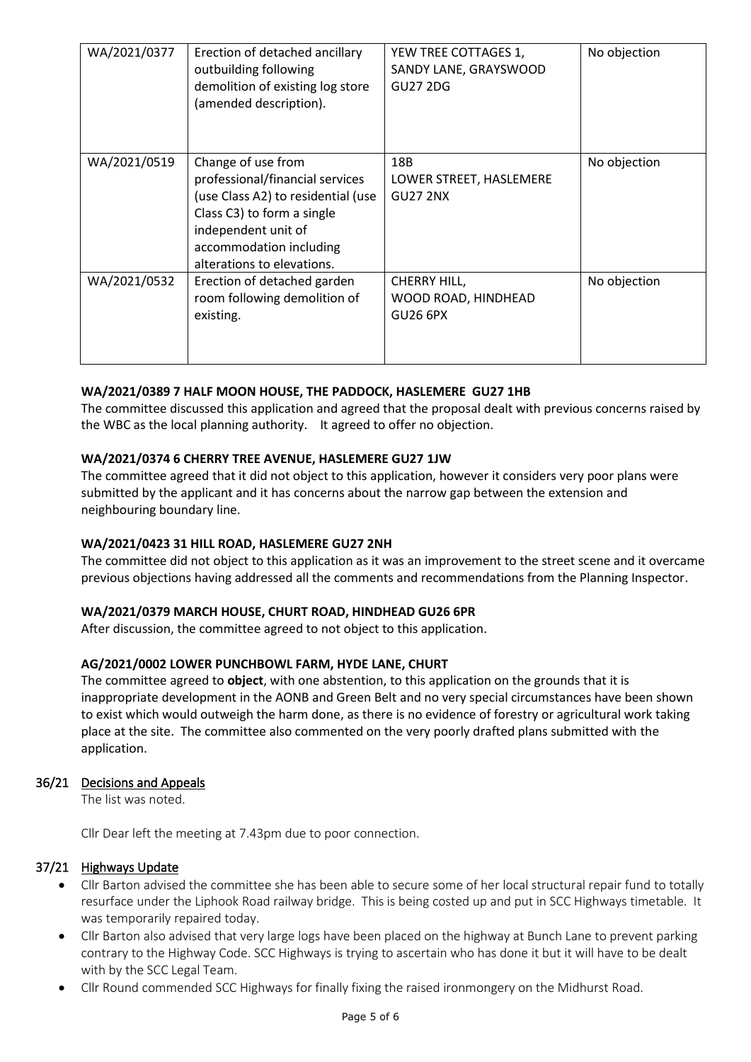| WA/2021/0377 | Erection of detached ancillary outbuilding following demolition of existing log store (amended description). | YEW TREE COTTAGES 1, SANDY LANE, GRAYSWOOD GU27 2DG | No objection |
|---|---|---|---|
| WA/2021/0519 | Change of use from professional/financial services (use Class A2) to residential (use Class C3) to form a single independent unit of accommodation including alterations to elevations. | 18B LOWER STREET, HASLEMERE GU27 2NX | No objection |
| WA/2021/0532 | Erection of detached garden room following demolition of existing. | CHERRY HILL, WOOD ROAD, HINDHEAD GU26 6PX | No objection |

**WA/2021/0389 7 HALF MOON HOUSE, THE PADDOCK, HASLEMERE GU27 1HB**

The committee discussed this application and agreed that the proposal dealt with previous concerns raised by the WBC as the local planning authority. It agreed to offer no objection.

**WA/2021/0374 6 CHERRY TREE AVENUE, HASLEMERE GU27 1JW**

The committee agreed that it did not object to this application, however it considers very poor plans were submitted by the applicant and it has concerns about the narrow gap between the extension and neighbouring boundary line.

**WA/2021/0423 31 HILL ROAD, HASLEMERE GU27 2NH**

The committee did not object to this application as it was an improvement to the street scene and it overcame previous objections having addressed all the comments and recommendations from the Planning Inspector.

**WA/2021/0379 MARCH HOUSE, CHURT ROAD, HINDHEAD GU26 6PR**

After discussion, the committee agreed to not object to this application.

**AG/2021/0002 LOWER PUNCHBOWL FARM, HYDE LANE, CHURT**

The committee agreed to **object**, with one abstention, to this application on the grounds that it is inappropriate development in the AONB and Green Belt and no very special circumstances have been shown to exist which would outweigh the harm done, as there is no evidence of forestry or agricultural work taking place at the site. The committee also commented on the very poorly drafted plans submitted with the application.

## 36/21 Decisions and Appeals

The list was noted.

Cllr Dear left the meeting at 7.43pm due to poor connection.

## 37/21 Highways Update

- Cllr Barton advised the committee she has been able to secure some of her local structural repair fund to totally resurface under the Liphook Road railway bridge. This is being costed up and put in SCC Highways timetable. It was temporarily repaired today.
- Cllr Barton also advised that very large logs have been placed on the highway at Bunch Lane to prevent parking contrary to the Highway Code. SCC Highways is trying to ascertain who has done it but it will have to be dealt with by the SCC Legal Team.
- Cllr Round commended SCC Highways for finally fixing the raised ironmongery on the Midhurst Road.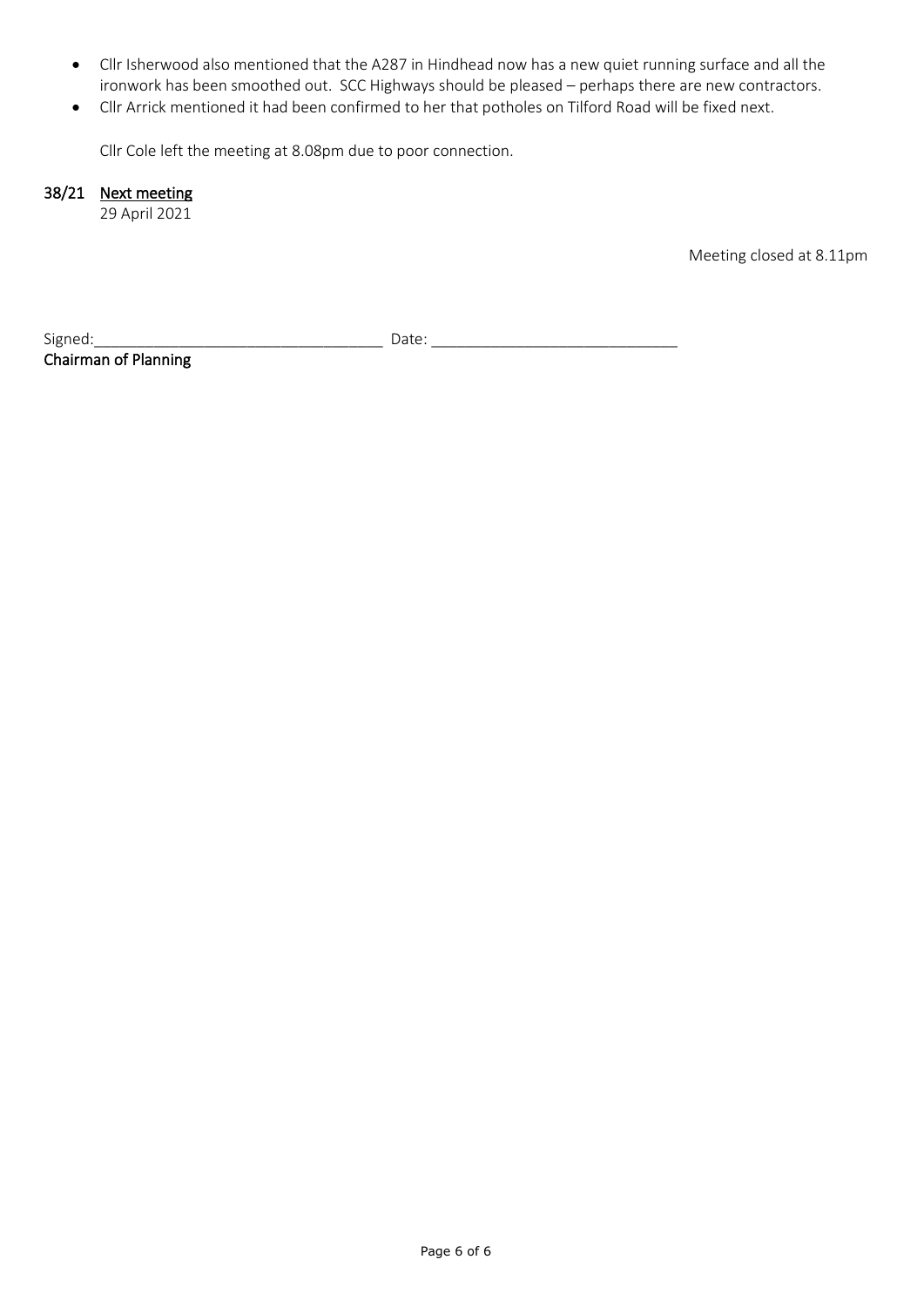- Cllr Isherwood also mentioned that the A287 in Hindhead now has a new quiet running surface and all the ironwork has been smoothed out. SCC Highways should be pleased – perhaps there are new contractors.
- Cllr Arrick mentioned it had been confirmed to her that potholes on Tilford Road will be fixed next.

Cllr Cole left the meeting at 8.08pm due to poor connection.

**38/21 Next meeting**

29 April 2021

Meeting closed at 8.11pm

Signed:__________________________________ Date: _____________________________

**Chairman of Planning**